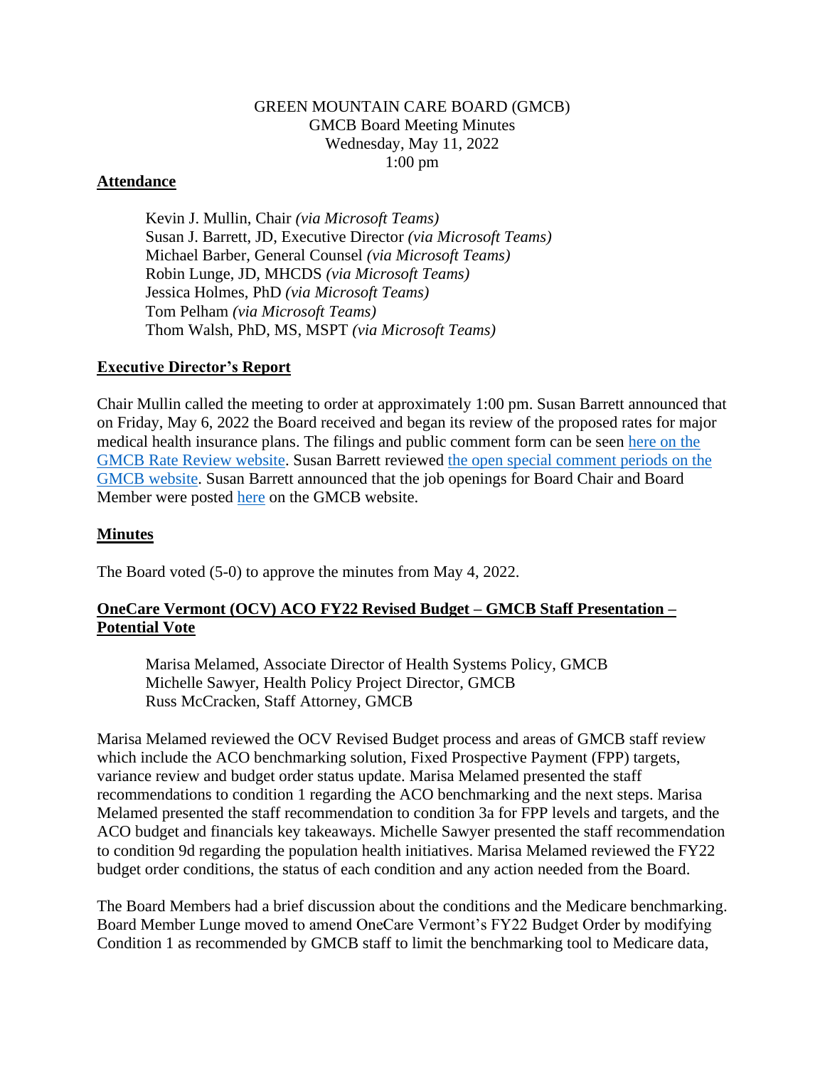GREEN MOUNTAIN CARE BOARD (GMCB)
GMCB Board Meeting Minutes
Wednesday, May 11, 2022
1:00 pm

## Attendance

Kevin J. Mullin, Chair *(via Microsoft Teams)*
Susan J. Barrett, JD, Executive Director *(via Microsoft Teams)*
Michael Barber, General Counsel *(via Microsoft Teams)*
Robin Lunge, JD, MHCDS *(via Microsoft Teams)*
Jessica Holmes, PhD *(via Microsoft Teams)*
Tom Pelham *(via Microsoft Teams)*
Thom Walsh, PhD, MS, MSPT *(via Microsoft Teams)*

## Executive Director's Report

Chair Mullin called the meeting to order at approximately 1:00 pm. Susan Barrett announced that on Friday, May 6, 2022 the Board received and began its review of the proposed rates for major medical health insurance plans. The filings and public comment form can be seen here on the GMCB Rate Review website. Susan Barrett reviewed the open special comment periods on the GMCB website. Susan Barrett announced that the job openings for Board Chair and Board Member were posted here on the GMCB website.

## Minutes

The Board voted (5-0) to approve the minutes from May 4, 2022.

## OneCare Vermont (OCV) ACO FY22 Revised Budget – GMCB Staff Presentation – Potential Vote

Marisa Melamed, Associate Director of Health Systems Policy, GMCB
Michelle Sawyer, Health Policy Project Director, GMCB
Russ McCracken, Staff Attorney, GMCB

Marisa Melamed reviewed the OCV Revised Budget process and areas of GMCB staff review which include the ACO benchmarking solution, Fixed Prospective Payment (FPP) targets, variance review and budget order status update. Marisa Melamed presented the staff recommendations to condition 1 regarding the ACO benchmarking and the next steps. Marisa Melamed presented the staff recommendation to condition 3a for FPP levels and targets, and the ACO budget and financials key takeaways. Michelle Sawyer presented the staff recommendation to condition 9d regarding the population health initiatives. Marisa Melamed reviewed the FY22 budget order conditions, the status of each condition and any action needed from the Board.

The Board Members had a brief discussion about the conditions and the Medicare benchmarking. Board Member Lunge moved to amend OneCare Vermont's FY22 Budget Order by modifying Condition 1 as recommended by GMCB staff to limit the benchmarking tool to Medicare data,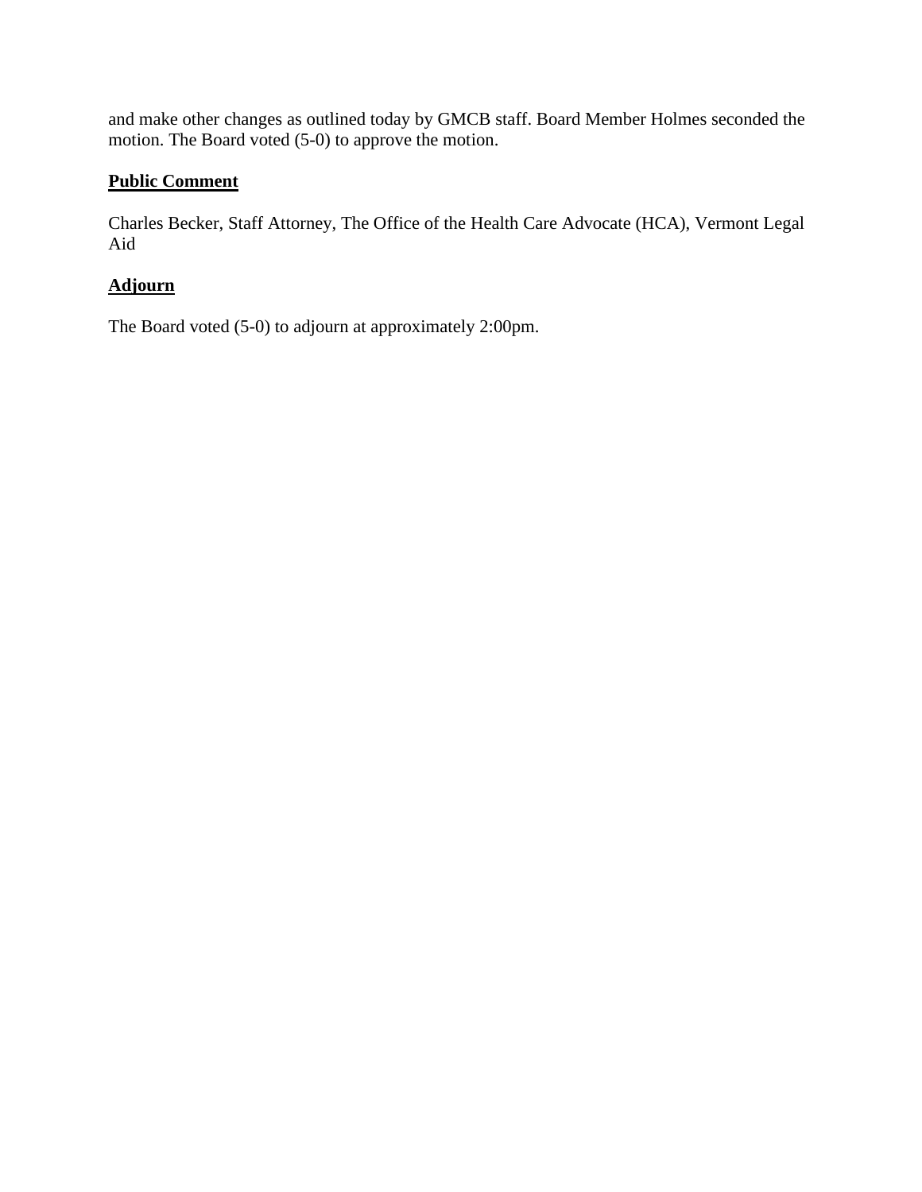and make other changes as outlined today by GMCB staff. Board Member Holmes seconded the motion. The Board voted (5-0) to approve the motion.

**Public Comment**

Charles Becker, Staff Attorney, The Office of the Health Care Advocate (HCA), Vermont Legal Aid

**Adjourn**

The Board voted (5-0) to adjourn at approximately 2:00pm.